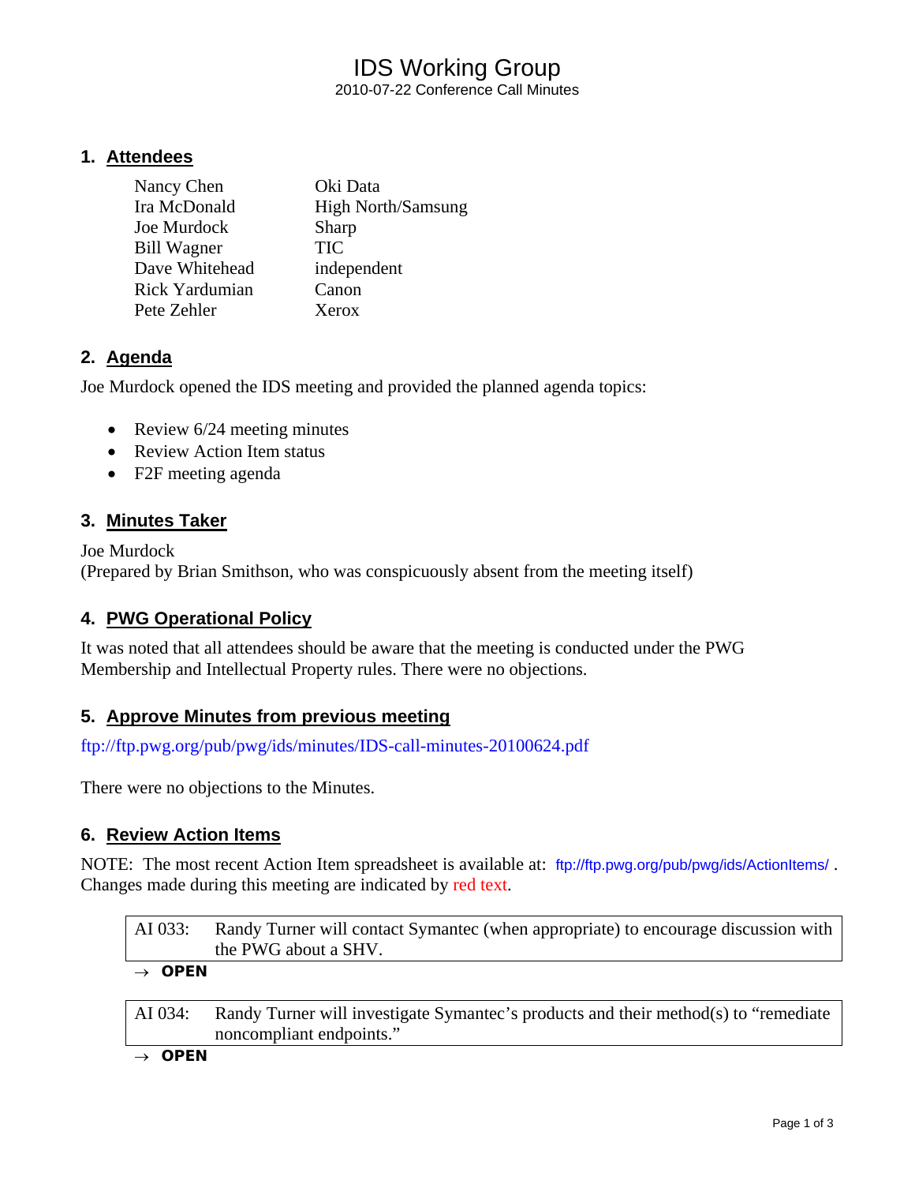# IDS Working Group

2010-07-22 Conference Call Minutes

## 1. Attendees

| | |
|---|---|
| Nancy Chen | Oki Data |
| Ira McDonald | High North/Samsung |
| Joe Murdock | Sharp |
| Bill Wagner | TIC |
| Dave Whitehead | independent |
| Rick Yardumian | Canon |
| Pete Zehler | Xerox |

## 2. Agenda

Joe Murdock opened the IDS meeting and provided the planned agenda topics:

- Review 6/24 meeting minutes
- Review Action Item status
- F2F meeting agenda

## 3. Minutes Taker

Joe Murdock
(Prepared by Brian Smithson, who was conspicuously absent from the meeting itself)

## 4. PWG Operational Policy

It was noted that all attendees should be aware that the meeting is conducted under the PWG Membership and Intellectual Property rules. There were no objections.

## 5. Approve Minutes from previous meeting

ftp://ftp.pwg.org/pub/pwg/ids/minutes/IDS-call-minutes-20100624.pdf

There were no objections to the Minutes.

## 6. Review Action Items

NOTE: The most recent Action Item spreadsheet is available at: ftp://ftp.pwg.org/pub/pwg/ids/ActionItems/ . Changes made during this meeting are indicated by red text.

| AI 033: | Randy Turner will contact Symantec (when appropriate) to encourage discussion with the PWG about a SHV. |
|---|---|

→ **OPEN**

| AI 034: | Randy Turner will investigate Symantec's products and their method(s) to "remediate noncompliant endpoints." |
|---|---|

→ **OPEN**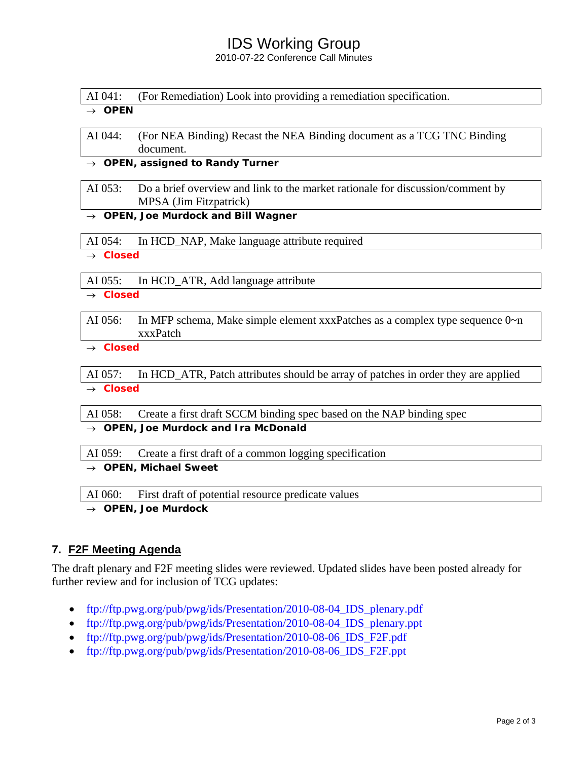| AI 041: | (For Remediation) Look into providing a remediation specification. |
|---|---|

→ **OPEN**

| AI 044: | (For NEA Binding) Recast the NEA Binding document as a TCG TNC Binding document. |
|---|---|

→ **OPEN, assigned to Randy Turner**

| AI 053: | Do a brief overview and link to the market rationale for discussion/comment by MPSA (Jim Fitzpatrick) |
|---|---|

→ **OPEN, Joe Murdock and Bill Wagner**

| AI 054: | In HCD_NAP, Make language attribute required |
|---|---|

→ **Closed**

| AI 055: | In HCD_ATR, Add language attribute |
|---|---|

→ **Closed**

| AI 056: | In MFP schema, Make simple element xxxPatches as a complex type sequence 0~n xxxPatch |
|---|---|

→ **Closed**

| AI 057: | In HCD_ATR, Patch attributes should be array of patches in order they are applied |
|---|---|

→ **Closed**

| AI 058: | Create a first draft SCCM binding spec based on the NAP binding spec |
|---|---|

→ **OPEN, Joe Murdock and Ira McDonald**

| AI 059: | Create a first draft of a common logging specification |
|---|---|

→ **OPEN, Michael Sweet**

| AI 060: | First draft of potential resource predicate values |
|---|---|

→ **OPEN, Joe Murdock**

## 7. F2F Meeting Agenda

The draft plenary and F2F meeting slides were reviewed. Updated slides have been posted already for further review and for inclusion of TCG updates:

- ftp://ftp.pwg.org/pub/pwg/ids/Presentation/2010-08-04_IDS_plenary.pdf
- ftp://ftp.pwg.org/pub/pwg/ids/Presentation/2010-08-04_IDS_plenary.ppt
- ftp://ftp.pwg.org/pub/pwg/ids/Presentation/2010-08-06_IDS_F2F.pdf
- ftp://ftp.pwg.org/pub/pwg/ids/Presentation/2010-08-06_IDS_F2F.ppt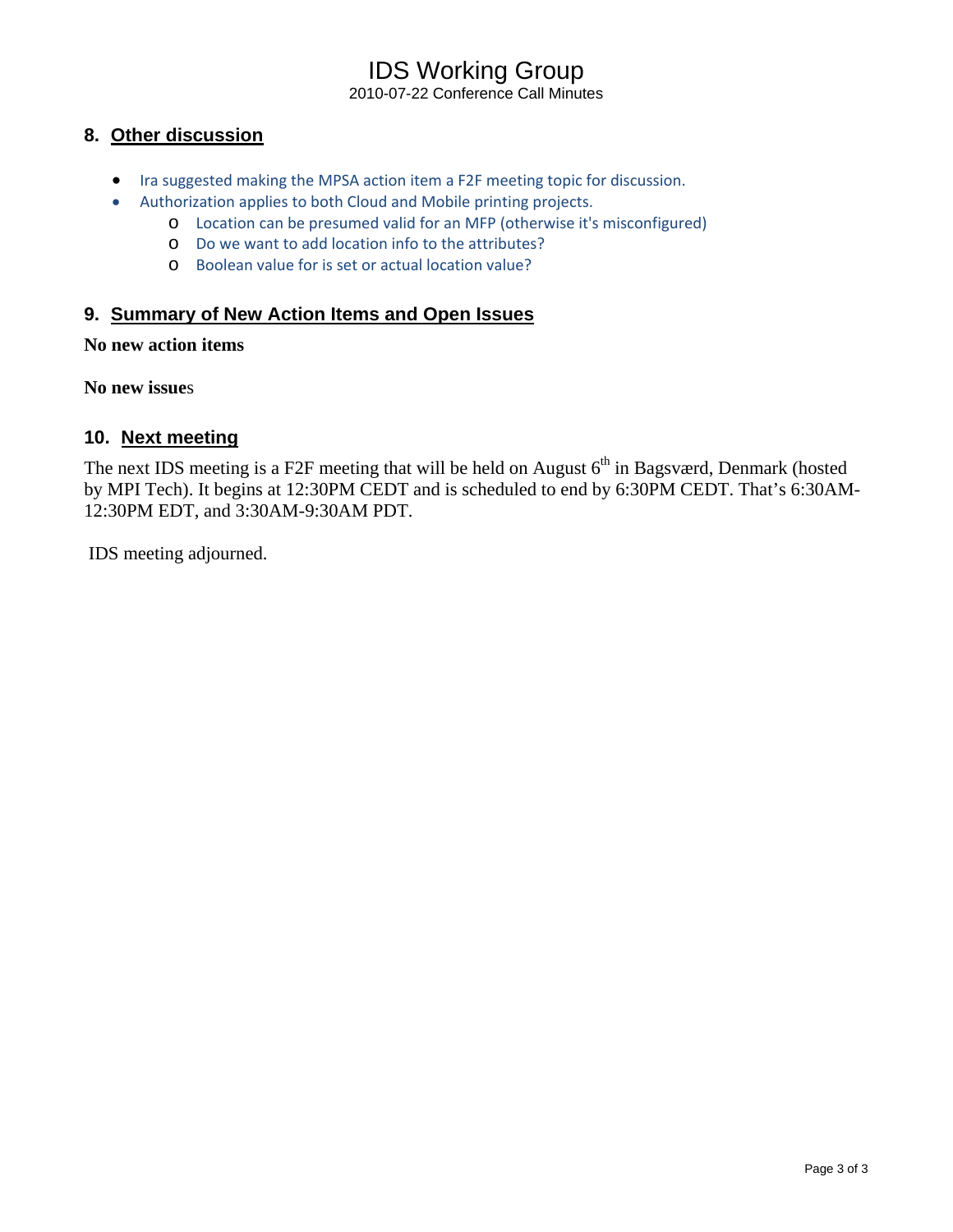## 8. Other discussion

- Ira suggested making the MPSA action item a F2F meeting topic for discussion.
- Authorization applies to both Cloud and Mobile printing projects.
    - Location can be presumed valid for an MFP (otherwise it's misconfigured)
    - Do we want to add location info to the attributes?
    - Boolean value for is set or actual location value?

## 9. Summary of New Action Items and Open Issues

**No new action items**

**No new issue**s

## 10. Next meeting

The next IDS meeting is a F2F meeting that will be held on August 6th in Bagsværd, Denmark (hosted by MPI Tech). It begins at 12:30PM CEDT and is scheduled to end by 6:30PM CEDT. That's 6:30AM-12:30PM EDT, and 3:30AM-9:30AM PDT.

IDS meeting adjourned.